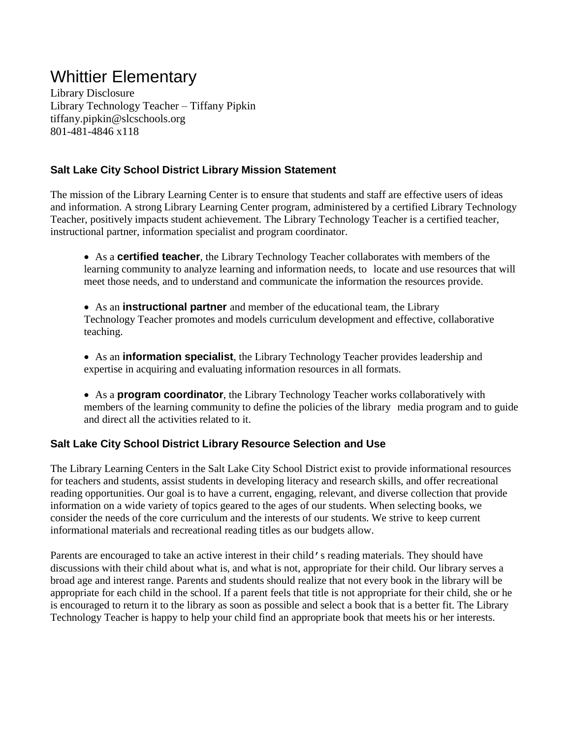# Whittier Elementary

Library Disclosure
Library Technology Teacher – Tiffany Pipkin
tiffany.pipkin@slcschools.org
801-481-4846 x118

## Salt Lake City School District Library Mission Statement

The mission of the Library Learning Center is to ensure that students and staff are effective users of ideas and information. A strong Library Learning Center program, administered by a certified Library Technology Teacher, positively impacts student achievement. The Library Technology Teacher is a certified teacher, instructional partner, information specialist and program coordinator.

- As a **certified teacher**, the Library Technology Teacher collaborates with members of the learning community to analyze learning and information needs, to locate and use resources that will meet those needs, and to understand and communicate the information the resources provide.

- As an **instructional partner** and member of the educational team, the Library Technology Teacher promotes and models curriculum development and effective, collaborative teaching.

- As an **information specialist**, the Library Technology Teacher provides leadership and expertise in acquiring and evaluating information resources in all formats.

- As a **program coordinator**, the Library Technology Teacher works collaboratively with members of the learning community to define the policies of the library media program and to guide and direct all the activities related to it.

## Salt Lake City School District Library Resource Selection and Use

The Library Learning Centers in the Salt Lake City School District exist to provide informational resources for teachers and students, assist students in developing literacy and research skills, and offer recreational reading opportunities. Our goal is to have a current, engaging, relevant, and diverse collection that provide information on a wide variety of topics geared to the ages of our students. When selecting books, we consider the needs of the core curriculum and the interests of our students. We strive to keep current informational materials and recreational reading titles as our budgets allow.

Parents are encouraged to take an active interest in their child's reading materials. They should have discussions with their child about what is, and what is not, appropriate for their child. Our library serves a broad age and interest range. Parents and students should realize that not every book in the library will be appropriate for each child in the school. If a parent feels that title is not appropriate for their child, she or he is encouraged to return it to the library as soon as possible and select a book that is a better fit. The Library Technology Teacher is happy to help your child find an appropriate book that meets his or her interests.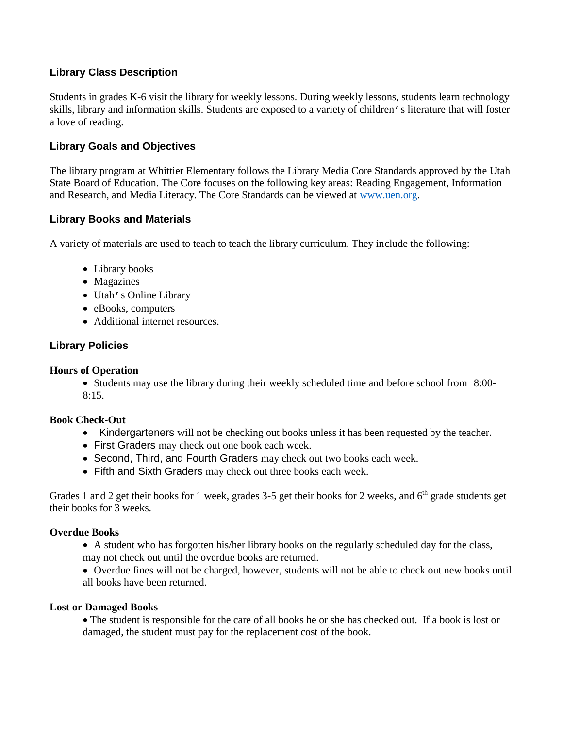## Library Class Description

Students in grades K-6 visit the library for weekly lessons. During weekly lessons, students learn technology skills, library and information skills. Students are exposed to a variety of children's literature that will foster a love of reading.

## Library Goals and Objectives

The library program at Whittier Elementary follows the Library Media Core Standards approved by the Utah State Board of Education. The Core focuses on the following key areas: Reading Engagement, Information and Research, and Media Literacy. The Core Standards can be viewed at www.uen.org.

## Library Books and Materials

A variety of materials are used to teach to teach the library curriculum. They include the following:

- Library books
- Magazines
- Utah's Online Library
- eBooks, computers
- Additional internet resources.

## Library Policies

**Hours of Operation**

- Students may use the library during their weekly scheduled time and before school from 8:00-8:15.

**Book Check-Out**

- Kindergarteners will not be checking out books unless it has been requested by the teacher.
- First Graders may check out one book each week.
- Second, Third, and Fourth Graders may check out two books each week.
- Fifth and Sixth Graders may check out three books each week.

Grades 1 and 2 get their books for 1 week, grades 3-5 get their books for 2 weeks, and 6th grade students get their books for 3 weeks.

**Overdue Books**

- A student who has forgotten his/her library books on the regularly scheduled day for the class, may not check out until the overdue books are returned.
- Overdue fines will not be charged, however, students will not be able to check out new books until all books have been returned.

**Lost or Damaged Books**

- The student is responsible for the care of all books he or she has checked out. If a book is lost or damaged, the student must pay for the replacement cost of the book.